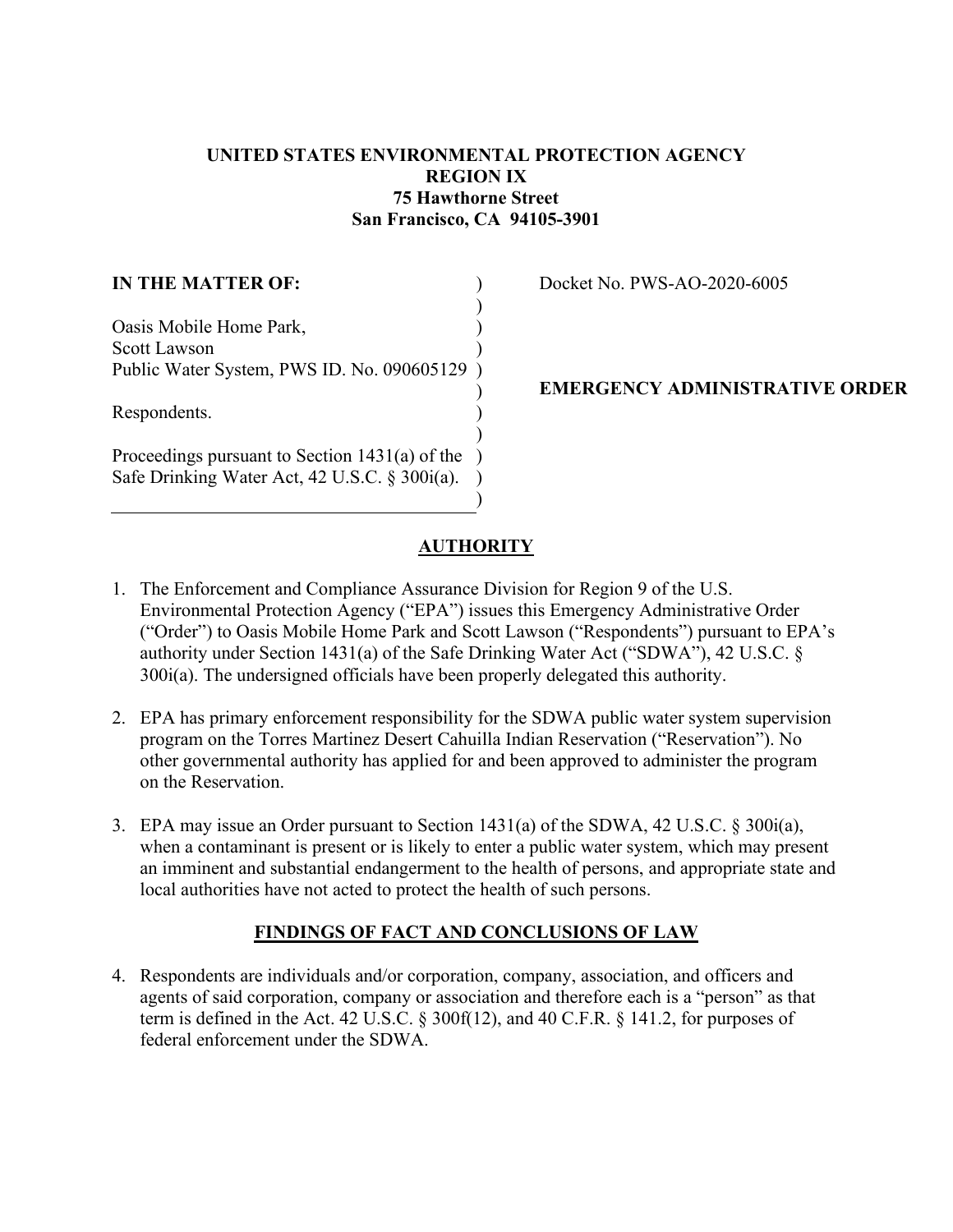**UNITED STATES ENVIRONMENTAL PROTECTION AGENCY**
**REGION IX**
**75 Hawthorne Street**
**San Francisco, CA 94105-3901**

**IN THE MATTER OF:**

Oasis Mobile Home Park,
Scott Lawson
Public Water System, PWS ID. No. 090605129

Respondents.

Proceedings pursuant to Section 1431(a) of the Safe Drinking Water Act, 42 U.S.C. § 300i(a).

Docket No. PWS-AO-2020-6005

**EMERGENCY ADMINISTRATIVE ORDER**

## AUTHORITY

1. The Enforcement and Compliance Assurance Division for Region 9 of the U.S. Environmental Protection Agency ("EPA") issues this Emergency Administrative Order ("Order") to Oasis Mobile Home Park and Scott Lawson ("Respondents") pursuant to EPA's authority under Section 1431(a) of the Safe Drinking Water Act ("SDWA"), 42 U.S.C. § 300i(a). The undersigned officials have been properly delegated this authority.

2. EPA has primary enforcement responsibility for the SDWA public water system supervision program on the Torres Martinez Desert Cahuilla Indian Reservation ("Reservation"). No other governmental authority has applied for and been approved to administer the program on the Reservation.

3. EPA may issue an Order pursuant to Section 1431(a) of the SDWA, 42 U.S.C. § 300i(a), when a contaminant is present or is likely to enter a public water system, which may present an imminent and substantial endangerment to the health of persons, and appropriate state and local authorities have not acted to protect the health of such persons.

## FINDINGS OF FACT AND CONCLUSIONS OF LAW

4. Respondents are individuals and/or corporation, company, association, and officers and agents of said corporation, company or association and therefore each is a "person" as that term is defined in the Act. 42 U.S.C. § 300f(12), and 40 C.F.R. § 141.2, for purposes of federal enforcement under the SDWA.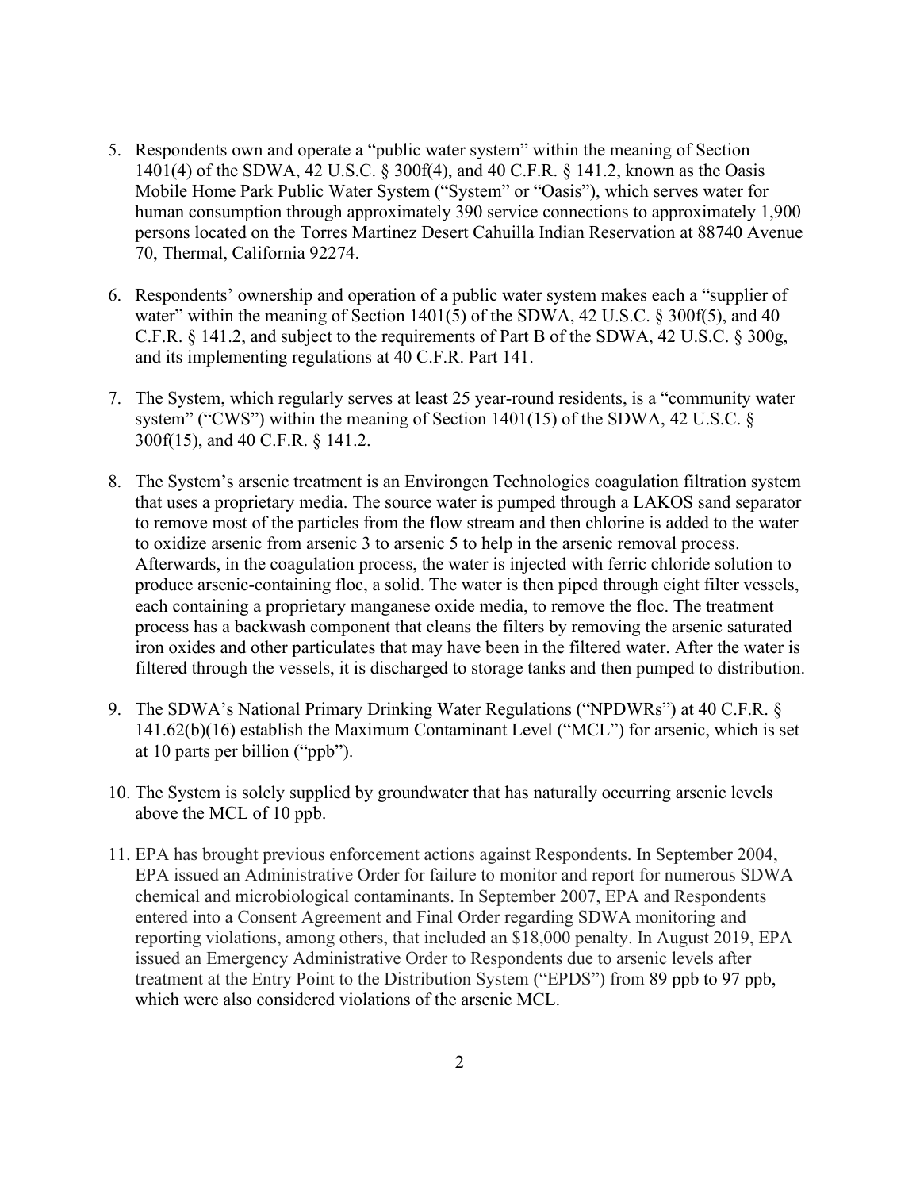5. Respondents own and operate a "public water system" within the meaning of Section 1401(4) of the SDWA, 42 U.S.C. § 300f(4), and 40 C.F.R. § 141.2, known as the Oasis Mobile Home Park Public Water System ("System" or "Oasis"), which serves water for human consumption through approximately 390 service connections to approximately 1,900 persons located on the Torres Martinez Desert Cahuilla Indian Reservation at 88740 Avenue 70, Thermal, California 92274.

6. Respondents' ownership and operation of a public water system makes each a "supplier of water" within the meaning of Section 1401(5) of the SDWA, 42 U.S.C. § 300f(5), and 40 C.F.R. § 141.2, and subject to the requirements of Part B of the SDWA, 42 U.S.C. § 300g, and its implementing regulations at 40 C.F.R. Part 141.

7. The System, which regularly serves at least 25 year-round residents, is a "community water system" ("CWS") within the meaning of Section 1401(15) of the SDWA, 42 U.S.C. § 300f(15), and 40 C.F.R. § 141.2.

8. The System's arsenic treatment is an Environgen Technologies coagulation filtration system that uses a proprietary media. The source water is pumped through a LAKOS sand separator to remove most of the particles from the flow stream and then chlorine is added to the water to oxidize arsenic from arsenic 3 to arsenic 5 to help in the arsenic removal process. Afterwards, in the coagulation process, the water is injected with ferric chloride solution to produce arsenic-containing floc, a solid. The water is then piped through eight filter vessels, each containing a proprietary manganese oxide media, to remove the floc. The treatment process has a backwash component that cleans the filters by removing the arsenic saturated iron oxides and other particulates that may have been in the filtered water. After the water is filtered through the vessels, it is discharged to storage tanks and then pumped to distribution.

9. The SDWA's National Primary Drinking Water Regulations ("NPDWRs") at 40 C.F.R. § 141.62(b)(16) establish the Maximum Contaminant Level ("MCL") for arsenic, which is set at 10 parts per billion ("ppb").

10. The System is solely supplied by groundwater that has naturally occurring arsenic levels above the MCL of 10 ppb.

11. EPA has brought previous enforcement actions against Respondents. In September 2004, EPA issued an Administrative Order for failure to monitor and report for numerous SDWA chemical and microbiological contaminants. In September 2007, EPA and Respondents entered into a Consent Agreement and Final Order regarding SDWA monitoring and reporting violations, among others, that included an $18,000 penalty. In August 2019, EPA issued an Emergency Administrative Order to Respondents due to arsenic levels after treatment at the Entry Point to the Distribution System ("EPDS") from 89 ppb to 97 ppb, which were also considered violations of the arsenic MCL.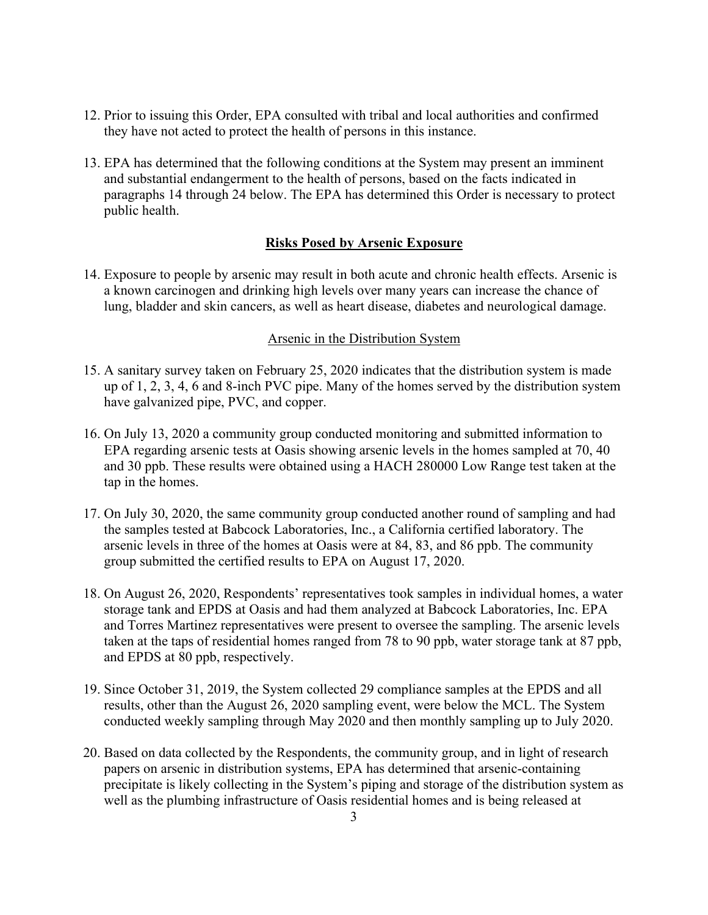12. Prior to issuing this Order, EPA consulted with tribal and local authorities and confirmed they have not acted to protect the health of persons in this instance.

13. EPA has determined that the following conditions at the System may present an imminent and substantial endangerment to the health of persons, based on the facts indicated in paragraphs 14 through 24 below. The EPA has determined this Order is necessary to protect public health.

**Risks Posed by Arsenic Exposure**

14. Exposure to people by arsenic may result in both acute and chronic health effects. Arsenic is a known carcinogen and drinking high levels over many years can increase the chance of lung, bladder and skin cancers, as well as heart disease, diabetes and neurological damage.

Arsenic in the Distribution System

15. A sanitary survey taken on February 25, 2020 indicates that the distribution system is made up of 1, 2, 3, 4, 6 and 8-inch PVC pipe. Many of the homes served by the distribution system have galvanized pipe, PVC, and copper.

16. On July 13, 2020 a community group conducted monitoring and submitted information to EPA regarding arsenic tests at Oasis showing arsenic levels in the homes sampled at 70, 40 and 30 ppb. These results were obtained using a HACH 280000 Low Range test taken at the tap in the homes.

17. On July 30, 2020, the same community group conducted another round of sampling and had the samples tested at Babcock Laboratories, Inc., a California certified laboratory. The arsenic levels in three of the homes at Oasis were at 84, 83, and 86 ppb. The community group submitted the certified results to EPA on August 17, 2020.

18. On August 26, 2020, Respondents' representatives took samples in individual homes, a water storage tank and EPDS at Oasis and had them analyzed at Babcock Laboratories, Inc. EPA and Torres Martinez representatives were present to oversee the sampling. The arsenic levels taken at the taps of residential homes ranged from 78 to 90 ppb, water storage tank at 87 ppb, and EPDS at 80 ppb, respectively.

19. Since October 31, 2019, the System collected 29 compliance samples at the EPDS and all results, other than the August 26, 2020 sampling event, were below the MCL. The System conducted weekly sampling through May 2020 and then monthly sampling up to July 2020.

20. Based on data collected by the Respondents, the community group, and in light of research papers on arsenic in distribution systems, EPA has determined that arsenic-containing precipitate is likely collecting in the System's piping and storage of the distribution system as well as the plumbing infrastructure of Oasis residential homes and is being released at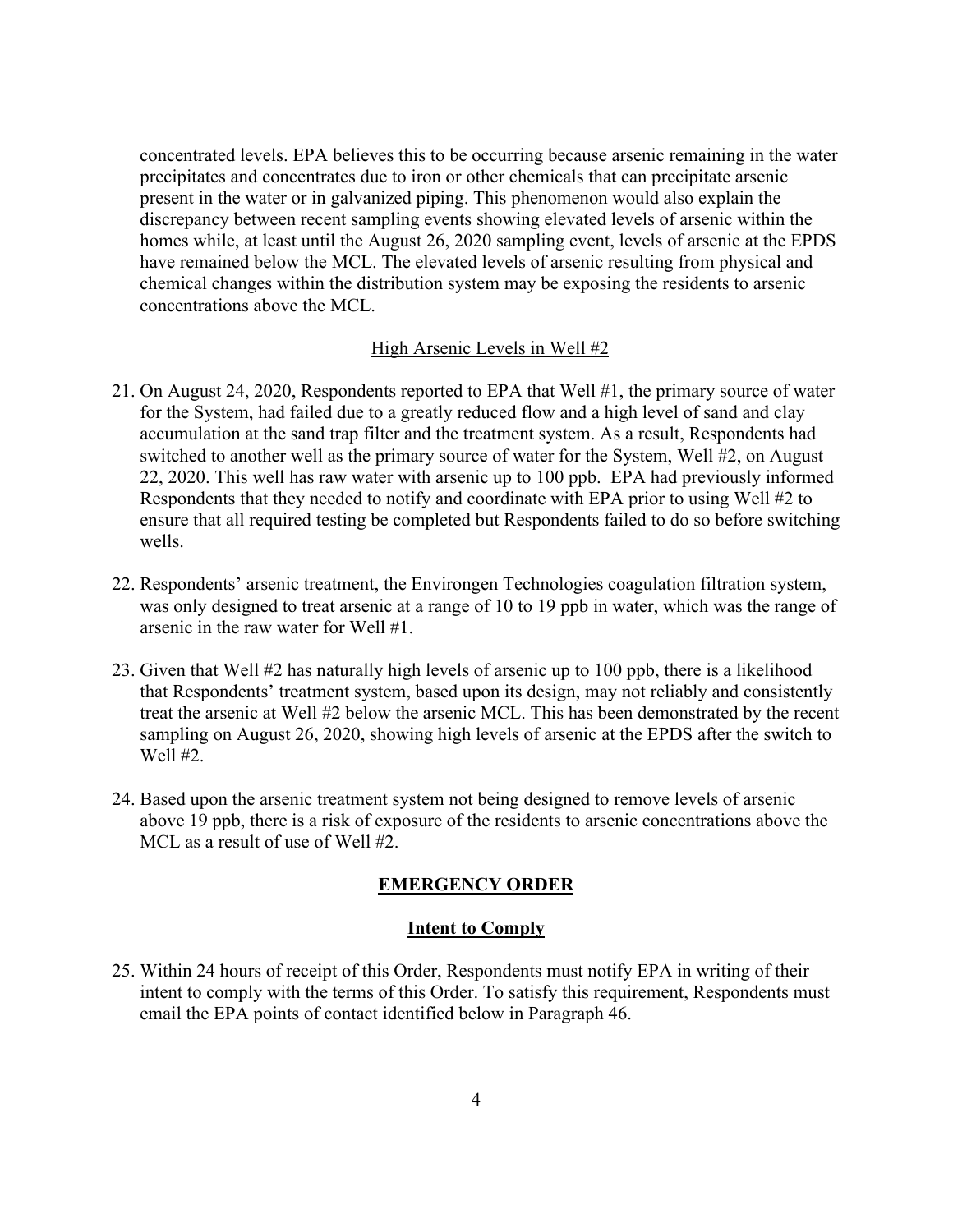concentrated levels. EPA believes this to be occurring because arsenic remaining in the water precipitates and concentrates due to iron or other chemicals that can precipitate arsenic present in the water or in galvanized piping. This phenomenon would also explain the discrepancy between recent sampling events showing elevated levels of arsenic within the homes while, at least until the August 26, 2020 sampling event, levels of arsenic at the EPDS have remained below the MCL. The elevated levels of arsenic resulting from physical and chemical changes within the distribution system may be exposing the residents to arsenic concentrations above the MCL.

<u>High Arsenic Levels in Well #2</u>

21. On August 24, 2020, Respondents reported to EPA that Well #1, the primary source of water for the System, had failed due to a greatly reduced flow and a high level of sand and clay accumulation at the sand trap filter and the treatment system. As a result, Respondents had switched to another well as the primary source of water for the System, Well #2, on August 22, 2020. This well has raw water with arsenic up to 100 ppb. EPA had previously informed Respondents that they needed to notify and coordinate with EPA prior to using Well #2 to ensure that all required testing be completed but Respondents failed to do so before switching wells.

22. Respondents' arsenic treatment, the Environgen Technologies coagulation filtration system, was only designed to treat arsenic at a range of 10 to 19 ppb in water, which was the range of arsenic in the raw water for Well #1.

23. Given that Well #2 has naturally high levels of arsenic up to 100 ppb, there is a likelihood that Respondents' treatment system, based upon its design, may not reliably and consistently treat the arsenic at Well #2 below the arsenic MCL. This has been demonstrated by the recent sampling on August 26, 2020, showing high levels of arsenic at the EPDS after the switch to Well #2.

24. Based upon the arsenic treatment system not being designed to remove levels of arsenic above 19 ppb, there is a risk of exposure of the residents to arsenic concentrations above the MCL as a result of use of Well #2.

## EMERGENCY ORDER

### Intent to Comply

25. Within 24 hours of receipt of this Order, Respondents must notify EPA in writing of their intent to comply with the terms of this Order. To satisfy this requirement, Respondents must email the EPA points of contact identified below in Paragraph 46.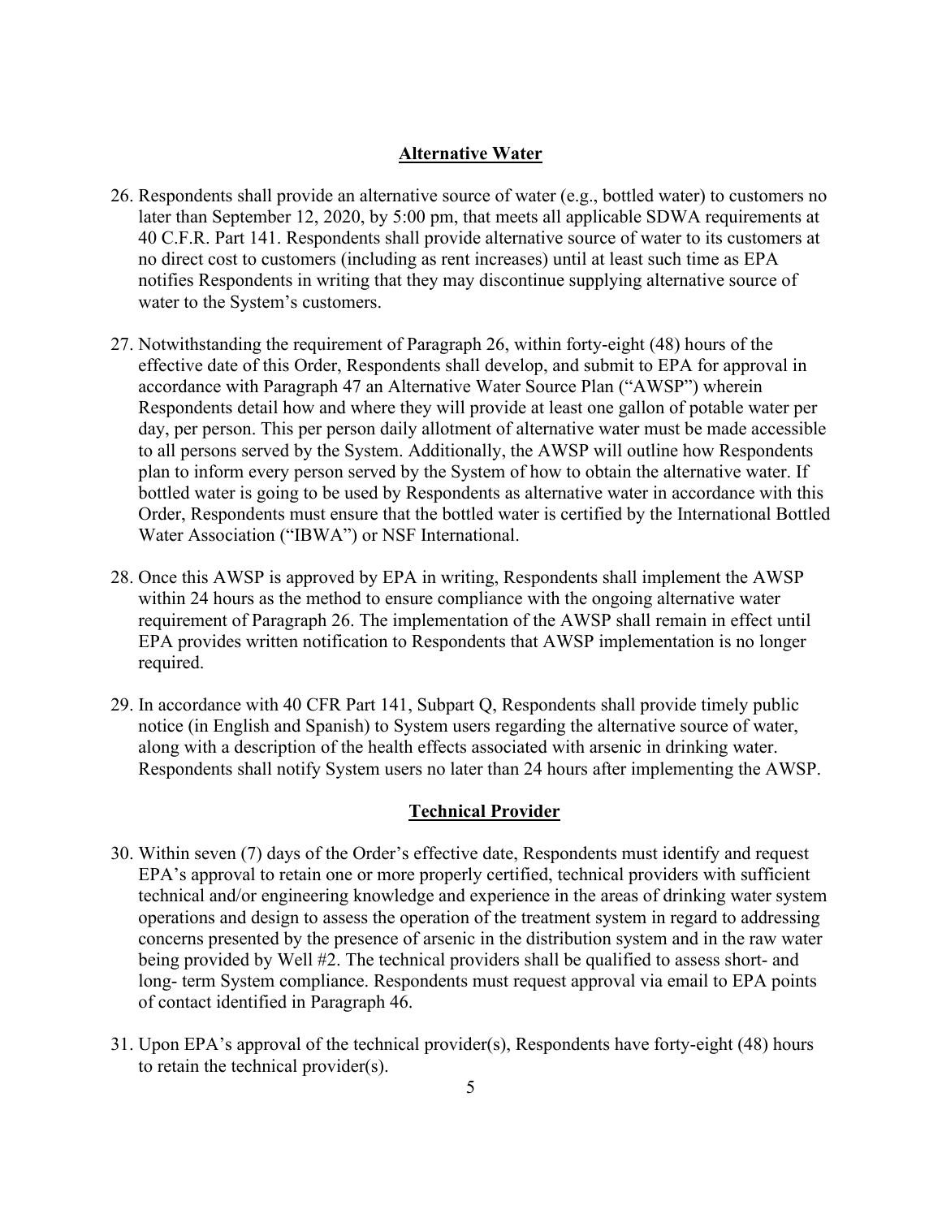## Alternative Water

26. Respondents shall provide an alternative source of water (e.g., bottled water) to customers no later than September 12, 2020, by 5:00 pm, that meets all applicable SDWA requirements at 40 C.F.R. Part 141. Respondents shall provide alternative source of water to its customers at no direct cost to customers (including as rent increases) until at least such time as EPA notifies Respondents in writing that they may discontinue supplying alternative source of water to the System's customers.

27. Notwithstanding the requirement of Paragraph 26, within forty-eight (48) hours of the effective date of this Order, Respondents shall develop, and submit to EPA for approval in accordance with Paragraph 47 an Alternative Water Source Plan ("AWSP") wherein Respondents detail how and where they will provide at least one gallon of potable water per day, per person. This per person daily allotment of alternative water must be made accessible to all persons served by the System. Additionally, the AWSP will outline how Respondents plan to inform every person served by the System of how to obtain the alternative water. If bottled water is going to be used by Respondents as alternative water in accordance with this Order, Respondents must ensure that the bottled water is certified by the International Bottled Water Association ("IBWA") or NSF International.

28. Once this AWSP is approved by EPA in writing, Respondents shall implement the AWSP within 24 hours as the method to ensure compliance with the ongoing alternative water requirement of Paragraph 26. The implementation of the AWSP shall remain in effect until EPA provides written notification to Respondents that AWSP implementation is no longer required.

29. In accordance with 40 CFR Part 141, Subpart Q, Respondents shall provide timely public notice (in English and Spanish) to System users regarding the alternative source of water, along with a description of the health effects associated with arsenic in drinking water. Respondents shall notify System users no later than 24 hours after implementing the AWSP.

## Technical Provider

30. Within seven (7) days of the Order's effective date, Respondents must identify and request EPA's approval to retain one or more properly certified, technical providers with sufficient technical and/or engineering knowledge and experience in the areas of drinking water system operations and design to assess the operation of the treatment system in regard to addressing concerns presented by the presence of arsenic in the distribution system and in the raw water being provided by Well #2. The technical providers shall be qualified to assess short- and long- term System compliance. Respondents must request approval via email to EPA points of contact identified in Paragraph 46.

31. Upon EPA's approval of the technical provider(s), Respondents have forty-eight (48) hours to retain the technical provider(s).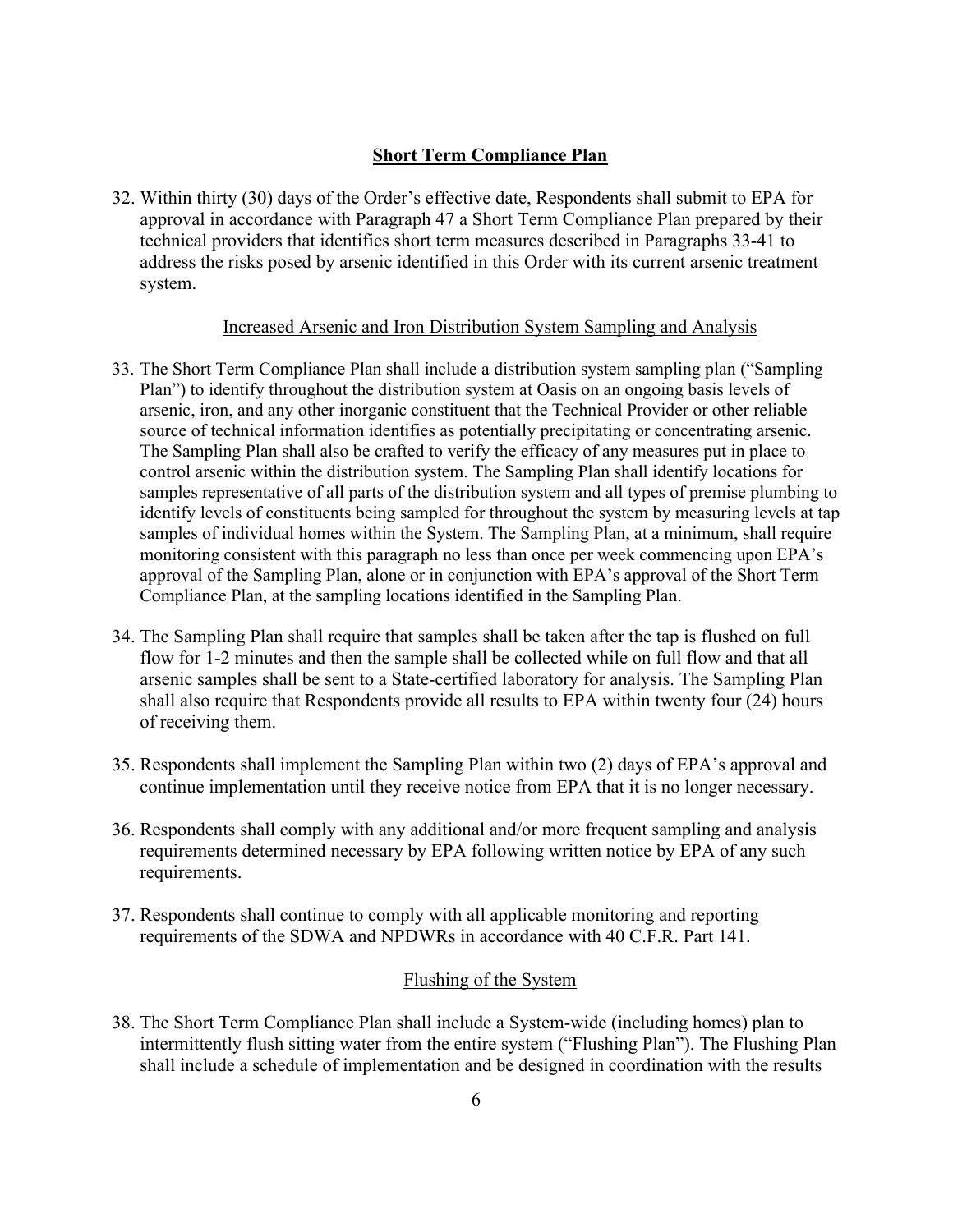## Short Term Compliance Plan

32. Within thirty (30) days of the Order's effective date, Respondents shall submit to EPA for approval in accordance with Paragraph 47 a Short Term Compliance Plan prepared by their technical providers that identifies short term measures described in Paragraphs 33-41 to address the risks posed by arsenic identified in this Order with its current arsenic treatment system.

### Increased Arsenic and Iron Distribution System Sampling and Analysis

33. The Short Term Compliance Plan shall include a distribution system sampling plan ("Sampling Plan") to identify throughout the distribution system at Oasis on an ongoing basis levels of arsenic, iron, and any other inorganic constituent that the Technical Provider or other reliable source of technical information identifies as potentially precipitating or concentrating arsenic. The Sampling Plan shall also be crafted to verify the efficacy of any measures put in place to control arsenic within the distribution system. The Sampling Plan shall identify locations for samples representative of all parts of the distribution system and all types of premise plumbing to identify levels of constituents being sampled for throughout the system by measuring levels at tap samples of individual homes within the System. The Sampling Plan, at a minimum, shall require monitoring consistent with this paragraph no less than once per week commencing upon EPA's approval of the Sampling Plan, alone or in conjunction with EPA's approval of the Short Term Compliance Plan, at the sampling locations identified in the Sampling Plan.

34. The Sampling Plan shall require that samples shall be taken after the tap is flushed on full flow for 1-2 minutes and then the sample shall be collected while on full flow and that all arsenic samples shall be sent to a State-certified laboratory for analysis. The Sampling Plan shall also require that Respondents provide all results to EPA within twenty four (24) hours of receiving them.

35. Respondents shall implement the Sampling Plan within two (2) days of EPA's approval and continue implementation until they receive notice from EPA that it is no longer necessary.

36. Respondents shall comply with any additional and/or more frequent sampling and analysis requirements determined necessary by EPA following written notice by EPA of any such requirements.

37. Respondents shall continue to comply with all applicable monitoring and reporting requirements of the SDWA and NPDWRs in accordance with 40 C.F.R. Part 141.

### Flushing of the System

38. The Short Term Compliance Plan shall include a System-wide (including homes) plan to intermittently flush sitting water from the entire system ("Flushing Plan"). The Flushing Plan shall include a schedule of implementation and be designed in coordination with the results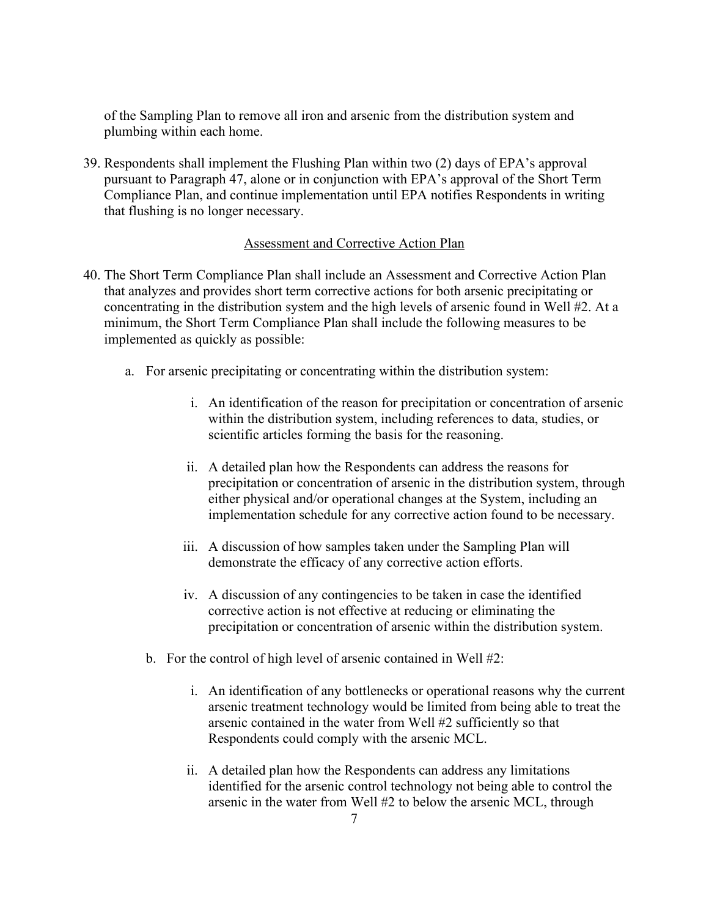of the Sampling Plan to remove all iron and arsenic from the distribution system and plumbing within each home.

39. Respondents shall implement the Flushing Plan within two (2) days of EPA's approval pursuant to Paragraph 47, alone or in conjunction with EPA's approval of the Short Term Compliance Plan, and continue implementation until EPA notifies Respondents in writing that flushing is no longer necessary.

<u>Assessment and Corrective Action Plan</u>

40. The Short Term Compliance Plan shall include an Assessment and Corrective Action Plan that analyzes and provides short term corrective actions for both arsenic precipitating or concentrating in the distribution system and the high levels of arsenic found in Well #2. At a minimum, the Short Term Compliance Plan shall include the following measures to be implemented as quickly as possible:

    a. For arsenic precipitating or concentrating within the distribution system:

        i. An identification of the reason for precipitation or concentration of arsenic within the distribution system, including references to data, studies, or scientific articles forming the basis for the reasoning.

        ii. A detailed plan how the Respondents can address the reasons for precipitation or concentration of arsenic in the distribution system, through either physical and/or operational changes at the System, including an implementation schedule for any corrective action found to be necessary.

        iii. A discussion of how samples taken under the Sampling Plan will demonstrate the efficacy of any corrective action efforts.

        iv. A discussion of any contingencies to be taken in case the identified corrective action is not effective at reducing or eliminating the precipitation or concentration of arsenic within the distribution system.

    b. For the control of high level of arsenic contained in Well #2:

        i. An identification of any bottlenecks or operational reasons why the current arsenic treatment technology would be limited from being able to treat the arsenic contained in the water from Well #2 sufficiently so that Respondents could comply with the arsenic MCL.

        ii. A detailed plan how the Respondents can address any limitations identified for the arsenic control technology not being able to control the arsenic in the water from Well #2 to below the arsenic MCL, through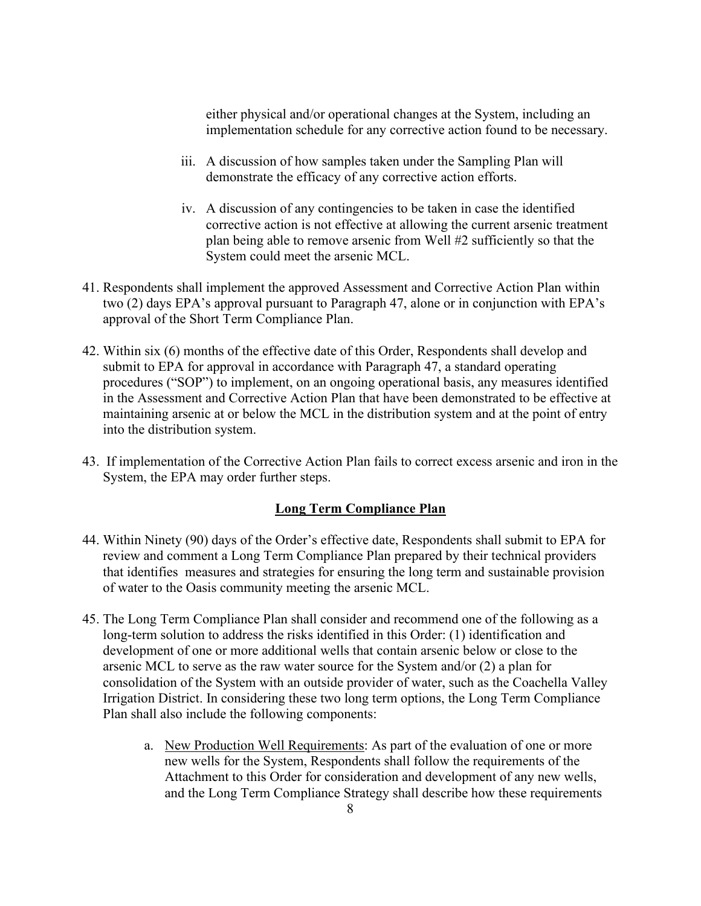either physical and/or operational changes at the System, including an implementation schedule for any corrective action found to be necessary.

iii. A discussion of how samples taken under the Sampling Plan will demonstrate the efficacy of any corrective action efforts.

iv. A discussion of any contingencies to be taken in case the identified corrective action is not effective at allowing the current arsenic treatment plan being able to remove arsenic from Well #2 sufficiently so that the System could meet the arsenic MCL.

41. Respondents shall implement the approved Assessment and Corrective Action Plan within two (2) days EPA's approval pursuant to Paragraph 47, alone or in conjunction with EPA's approval of the Short Term Compliance Plan.

42. Within six (6) months of the effective date of this Order, Respondents shall develop and submit to EPA for approval in accordance with Paragraph 47, a standard operating procedures ("SOP") to implement, on an ongoing operational basis, any measures identified in the Assessment and Corrective Action Plan that have been demonstrated to be effective at maintaining arsenic at or below the MCL in the distribution system and at the point of entry into the distribution system.

43. If implementation of the Corrective Action Plan fails to correct excess arsenic and iron in the System, the EPA may order further steps.

## Long Term Compliance Plan

44. Within Ninety (90) days of the Order's effective date, Respondents shall submit to EPA for review and comment a Long Term Compliance Plan prepared by their technical providers that identifies measures and strategies for ensuring the long term and sustainable provision of water to the Oasis community meeting the arsenic MCL.

45. The Long Term Compliance Plan shall consider and recommend one of the following as a long-term solution to address the risks identified in this Order: (1) identification and development of one or more additional wells that contain arsenic below or close to the arsenic MCL to serve as the raw water source for the System and/or (2) a plan for consolidation of the System with an outside provider of water, such as the Coachella Valley Irrigation District. In considering these two long term options, the Long Term Compliance Plan shall also include the following components:

    a. New Production Well Requirements: As part of the evaluation of one or more new wells for the System, Respondents shall follow the requirements of the Attachment to this Order for consideration and development of any new wells, and the Long Term Compliance Strategy shall describe how these requirements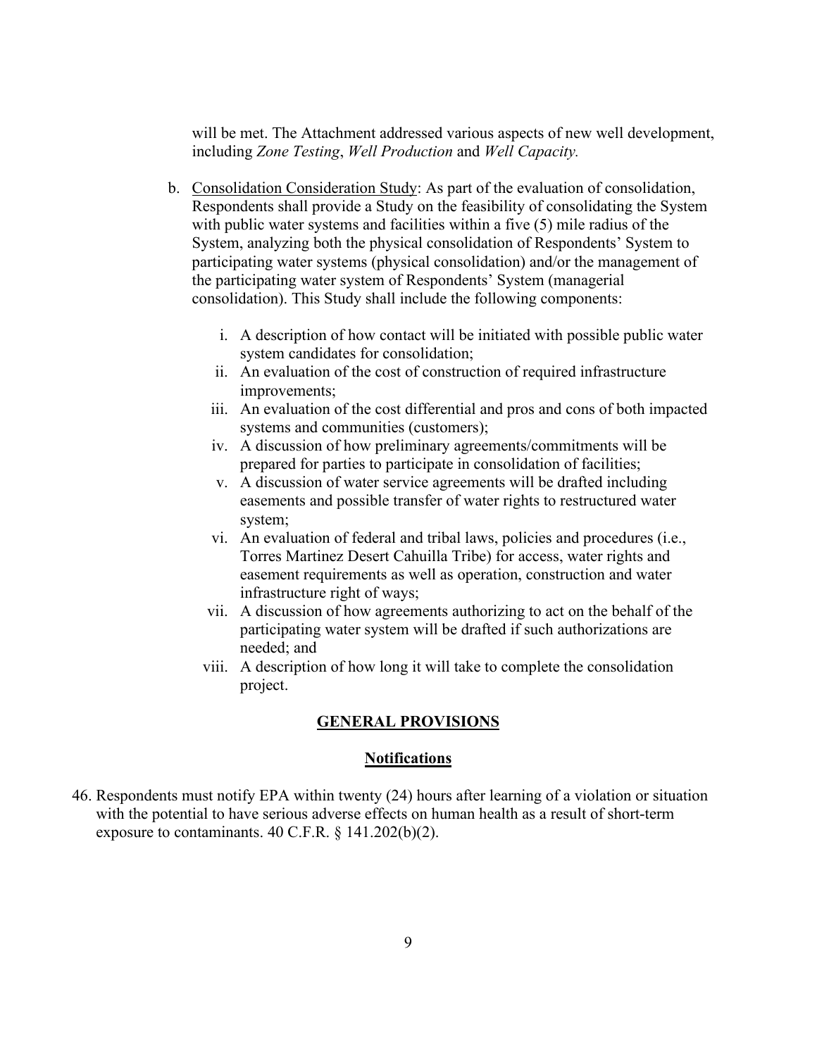will be met. The Attachment addressed various aspects of new well development, including *Zone Testing*, *Well Production* and *Well Capacity.*

b. Consolidation Consideration Study: As part of the evaluation of consolidation, Respondents shall provide a Study on the feasibility of consolidating the System with public water systems and facilities within a five (5) mile radius of the System, analyzing both the physical consolidation of Respondents' System to participating water systems (physical consolidation) and/or the management of the participating water system of Respondents' System (managerial consolidation). This Study shall include the following components:

   i. A description of how contact will be initiated with possible public water system candidates for consolidation;
   ii. An evaluation of the cost of construction of required infrastructure improvements;
   iii. An evaluation of the cost differential and pros and cons of both impacted systems and communities (customers);
   iv. A discussion of how preliminary agreements/commitments will be prepared for parties to participate in consolidation of facilities;
   v. A discussion of water service agreements will be drafted including easements and possible transfer of water rights to restructured water system;
   vi. An evaluation of federal and tribal laws, policies and procedures (i.e., Torres Martinez Desert Cahuilla Tribe) for access, water rights and easement requirements as well as operation, construction and water infrastructure right of ways;
   vii. A discussion of how agreements authorizing to act on the behalf of the participating water system will be drafted if such authorizations are needed; and
   viii. A description of how long it will take to complete the consolidation project.

## GENERAL PROVISIONS

### Notifications

46. Respondents must notify EPA within twenty (24) hours after learning of a violation or situation with the potential to have serious adverse effects on human health as a result of short-term exposure to contaminants. 40 C.F.R. § 141.202(b)(2).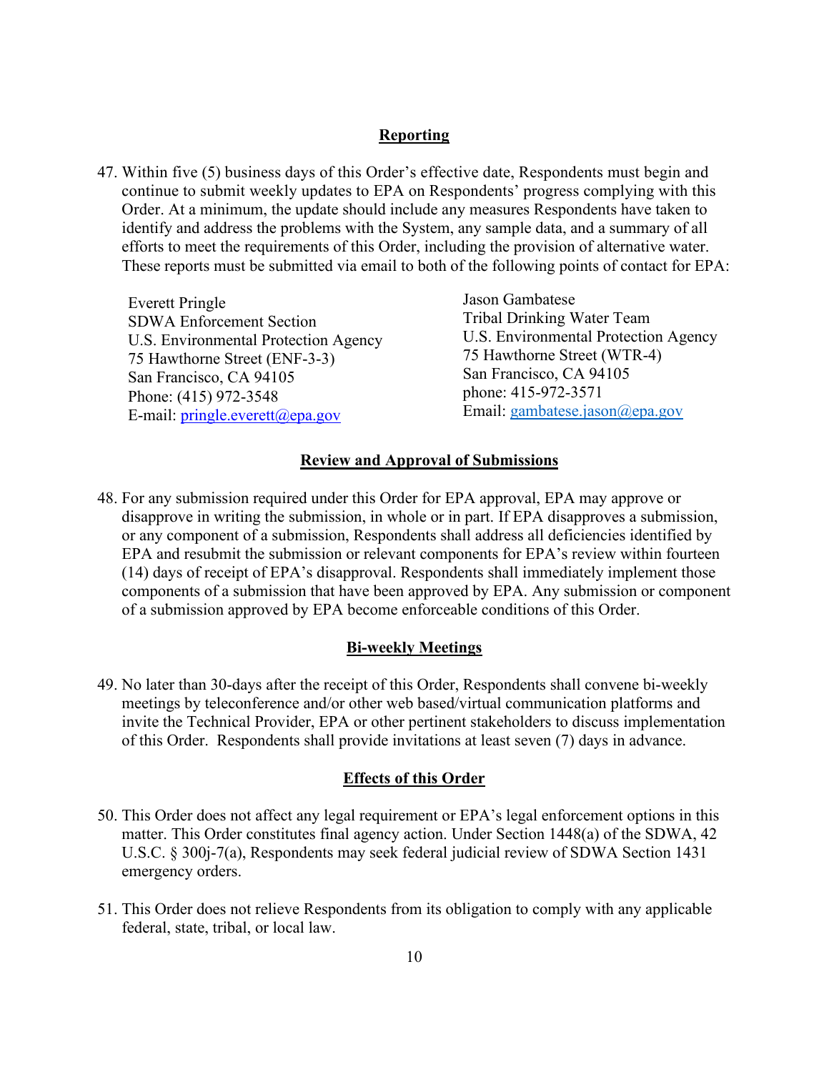## Reporting

47. Within five (5) business days of this Order's effective date, Respondents must begin and continue to submit weekly updates to EPA on Respondents' progress complying with this Order. At a minimum, the update should include any measures Respondents have taken to identify and address the problems with the System, any sample data, and a summary of all efforts to meet the requirements of this Order, including the provision of alternative water. These reports must be submitted via email to both of the following points of contact for EPA:

Everett Pringle
SDWA Enforcement Section
U.S. Environmental Protection Agency
75 Hawthorne Street (ENF-3-3)
San Francisco, CA 94105
Phone: (415) 972-3548
E-mail: pringle.everett@epa.gov

Jason Gambatese
Tribal Drinking Water Team
U.S. Environmental Protection Agency
75 Hawthorne Street (WTR-4)
San Francisco, CA 94105
phone: 415-972-3571
Email: gambatese.jason@epa.gov

## Review and Approval of Submissions

48. For any submission required under this Order for EPA approval, EPA may approve or disapprove in writing the submission, in whole or in part. If EPA disapproves a submission, or any component of a submission, Respondents shall address all deficiencies identified by EPA and resubmit the submission or relevant components for EPA's review within fourteen (14) days of receipt of EPA's disapproval. Respondents shall immediately implement those components of a submission that have been approved by EPA. Any submission or component of a submission approved by EPA become enforceable conditions of this Order.

## Bi-weekly Meetings

49. No later than 30-days after the receipt of this Order, Respondents shall convene bi-weekly meetings by teleconference and/or other web based/virtual communication platforms and invite the Technical Provider, EPA or other pertinent stakeholders to discuss implementation of this Order. Respondents shall provide invitations at least seven (7) days in advance.

## Effects of this Order

50. This Order does not affect any legal requirement or EPA's legal enforcement options in this matter. This Order constitutes final agency action. Under Section 1448(a) of the SDWA, 42 U.S.C. § 300j-7(a), Respondents may seek federal judicial review of SDWA Section 1431 emergency orders.

51. This Order does not relieve Respondents from its obligation to comply with any applicable federal, state, tribal, or local law.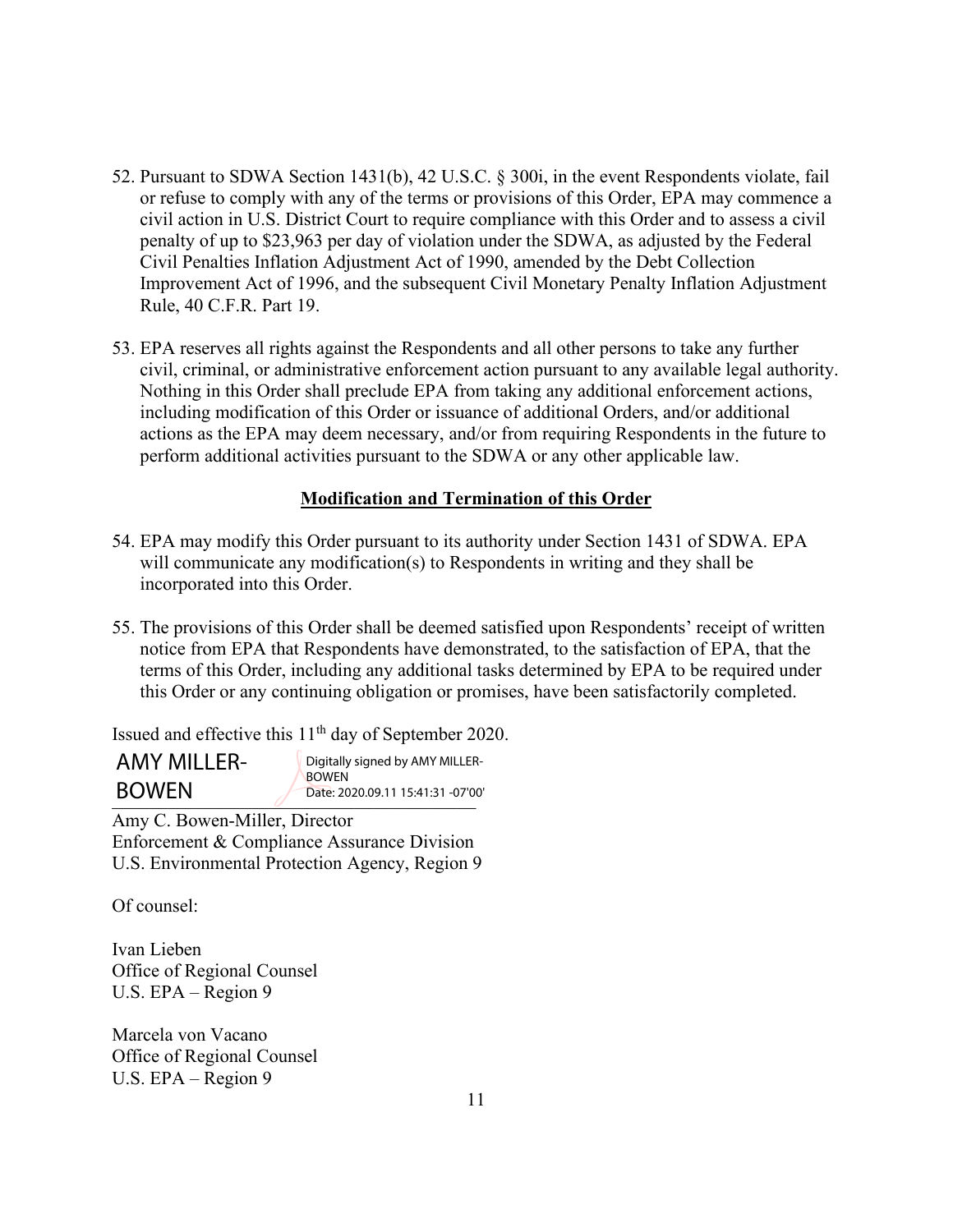52. Pursuant to SDWA Section 1431(b), 42 U.S.C. § 300i, in the event Respondents violate, fail or refuse to comply with any of the terms or provisions of this Order, EPA may commence a civil action in U.S. District Court to require compliance with this Order and to assess a civil penalty of up to $23,963 per day of violation under the SDWA, as adjusted by the Federal Civil Penalties Inflation Adjustment Act of 1990, amended by the Debt Collection Improvement Act of 1996, and the subsequent Civil Monetary Penalty Inflation Adjustment Rule, 40 C.F.R. Part 19.

53. EPA reserves all rights against the Respondents and all other persons to take any further civil, criminal, or administrative enforcement action pursuant to any available legal authority. Nothing in this Order shall preclude EPA from taking any additional enforcement actions, including modification of this Order or issuance of additional Orders, and/or additional actions as the EPA may deem necessary, and/or from requiring Respondents in the future to perform additional activities pursuant to the SDWA or any other applicable law.

**Modification and Termination of this Order**

54. EPA may modify this Order pursuant to its authority under Section 1431 of SDWA. EPA will communicate any modification(s) to Respondents in writing and they shall be incorporated into this Order.

55. The provisions of this Order shall be deemed satisfied upon Respondents' receipt of written notice from EPA that Respondents have demonstrated, to the satisfaction of EPA, that the terms of this Order, including any additional tasks determined by EPA to be required under this Order or any continuing obligation or promises, have been satisfactorily completed.

Issued and effective this 11th day of September 2020.

AMY MILLER-BOWEN  Digitally signed by AMY MILLER-BOWEN Date: 2020.09.11 15:41:31 -07'00'

Amy C. Bowen-Miller, Director
Enforcement & Compliance Assurance Division
U.S. Environmental Protection Agency, Region 9

Of counsel:

Ivan Lieben
Office of Regional Counsel
U.S. EPA – Region 9

Marcela von Vacano
Office of Regional Counsel
U.S. EPA – Region 9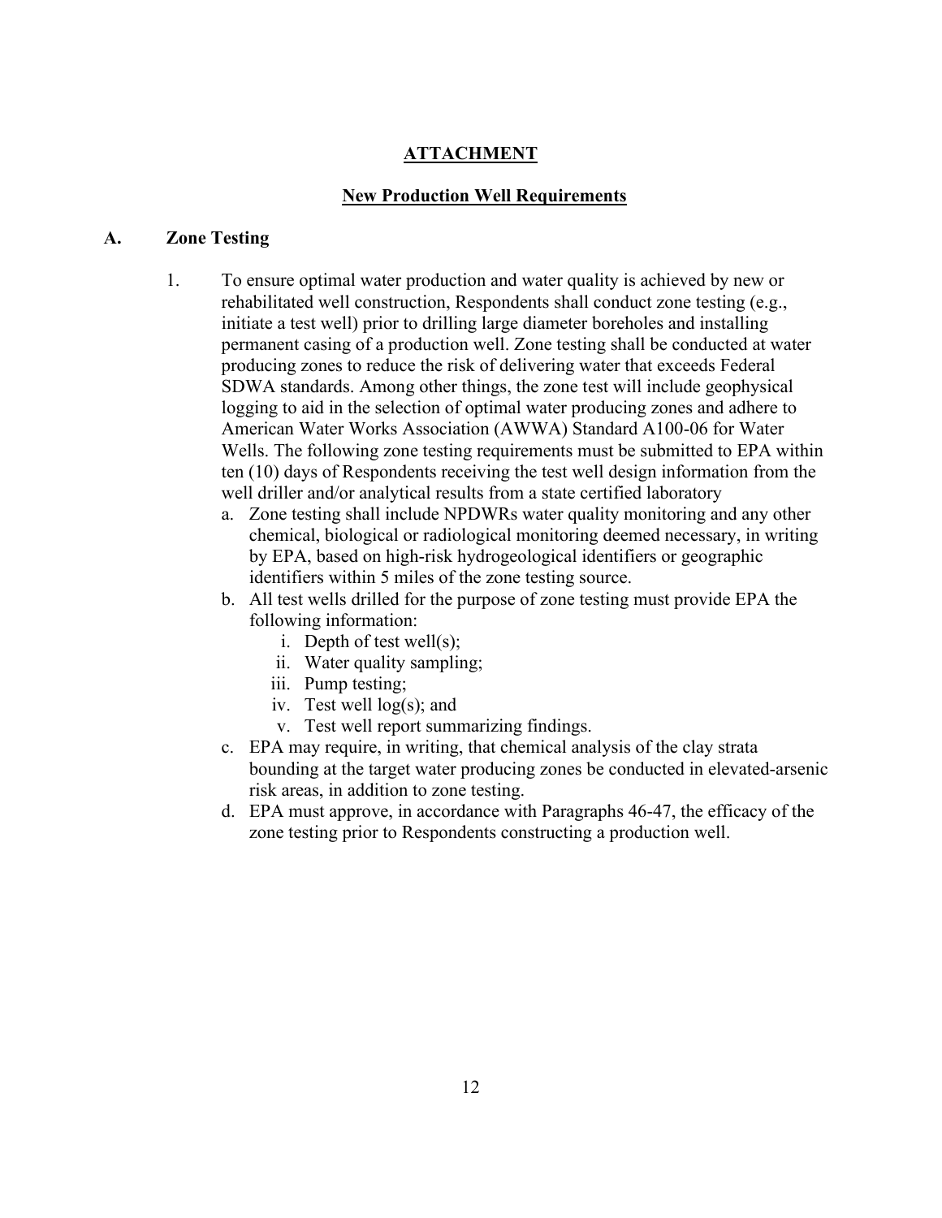**ATTACHMENT**

**New Production Well Requirements**

## A. Zone Testing

1. To ensure optimal water production and water quality is achieved by new or rehabilitated well construction, Respondents shall conduct zone testing (e.g., initiate a test well) prior to drilling large diameter boreholes and installing permanent casing of a production well. Zone testing shall be conducted at water producing zones to reduce the risk of delivering water that exceeds Federal SDWA standards. Among other things, the zone test will include geophysical logging to aid in the selection of optimal water producing zones and adhere to American Water Works Association (AWWA) Standard A100-06 for Water Wells. The following zone testing requirements must be submitted to EPA within ten (10) days of Respondents receiving the test well design information from the well driller and/or analytical results from a state certified laboratory
   a. Zone testing shall include NPDWRs water quality monitoring and any other chemical, biological or radiological monitoring deemed necessary, in writing by EPA, based on high-risk hydrogeological identifiers or geographic identifiers within 5 miles of the zone testing source.
   b. All test wells drilled for the purpose of zone testing must provide EPA the following information:
      i. Depth of test well(s);
      ii. Water quality sampling;
      iii. Pump testing;
      iv. Test well log(s); and
      v. Test well report summarizing findings.
   c. EPA may require, in writing, that chemical analysis of the clay strata bounding at the target water producing zones be conducted in elevated-arsenic risk areas, in addition to zone testing.
   d. EPA must approve, in accordance with Paragraphs 46-47, the efficacy of the zone testing prior to Respondents constructing a production well.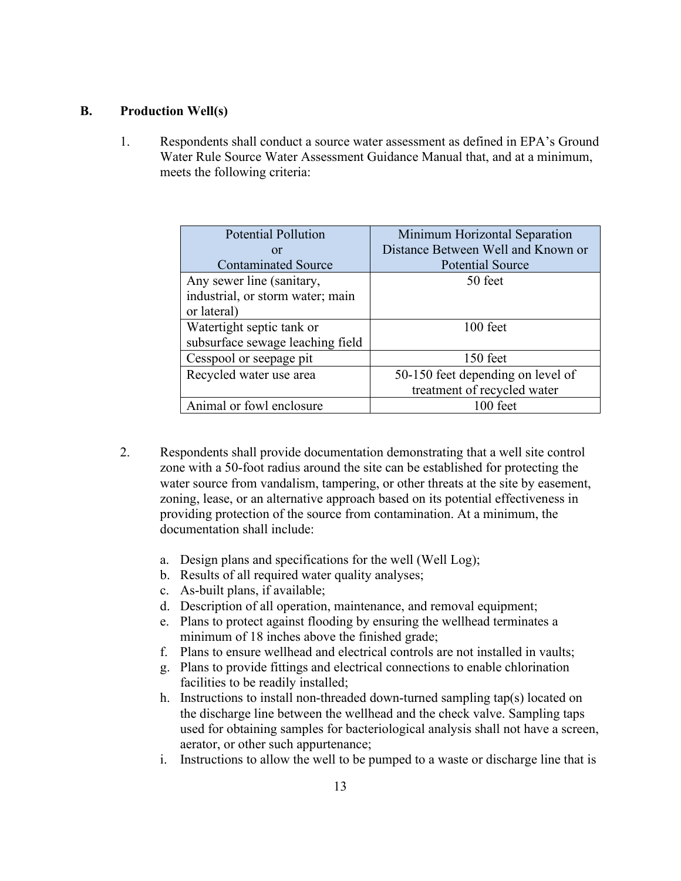## B. Production Well(s)

1. Respondents shall conduct a source water assessment as defined in EPA's Ground Water Rule Source Water Assessment Guidance Manual that, and at a minimum, meets the following criteria:

| Potential Pollution or Contaminated Source | Minimum Horizontal Separation Distance Between Well and Known or Potential Source |
|---|---|
| Any sewer line (sanitary, industrial, or storm water; main or lateral) | 50 feet |
| Watertight septic tank or subsurface sewage leaching field | 100 feet |
| Cesspool or seepage pit | 150 feet |
| Recycled water use area | 50-150 feet depending on level of treatment of recycled water |
| Animal or fowl enclosure | 100 feet |

2. Respondents shall provide documentation demonstrating that a well site control zone with a 50-foot radius around the site can be established for protecting the water source from vandalism, tampering, or other threats at the site by easement, zoning, lease, or an alternative approach based on its potential effectiveness in providing protection of the source from contamination. At a minimum, the documentation shall include:

   a. Design plans and specifications for the well (Well Log);
   b. Results of all required water quality analyses;
   c. As-built plans, if available;
   d. Description of all operation, maintenance, and removal equipment;
   e. Plans to protect against flooding by ensuring the wellhead terminates a minimum of 18 inches above the finished grade;
   f. Plans to ensure wellhead and electrical controls are not installed in vaults;
   g. Plans to provide fittings and electrical connections to enable chlorination facilities to be readily installed;
   h. Instructions to install non-threaded down-turned sampling tap(s) located on the discharge line between the wellhead and the check valve. Sampling taps used for obtaining samples for bacteriological analysis shall not have a screen, aerator, or other such appurtenance;
   i. Instructions to allow the well to be pumped to a waste or discharge line that is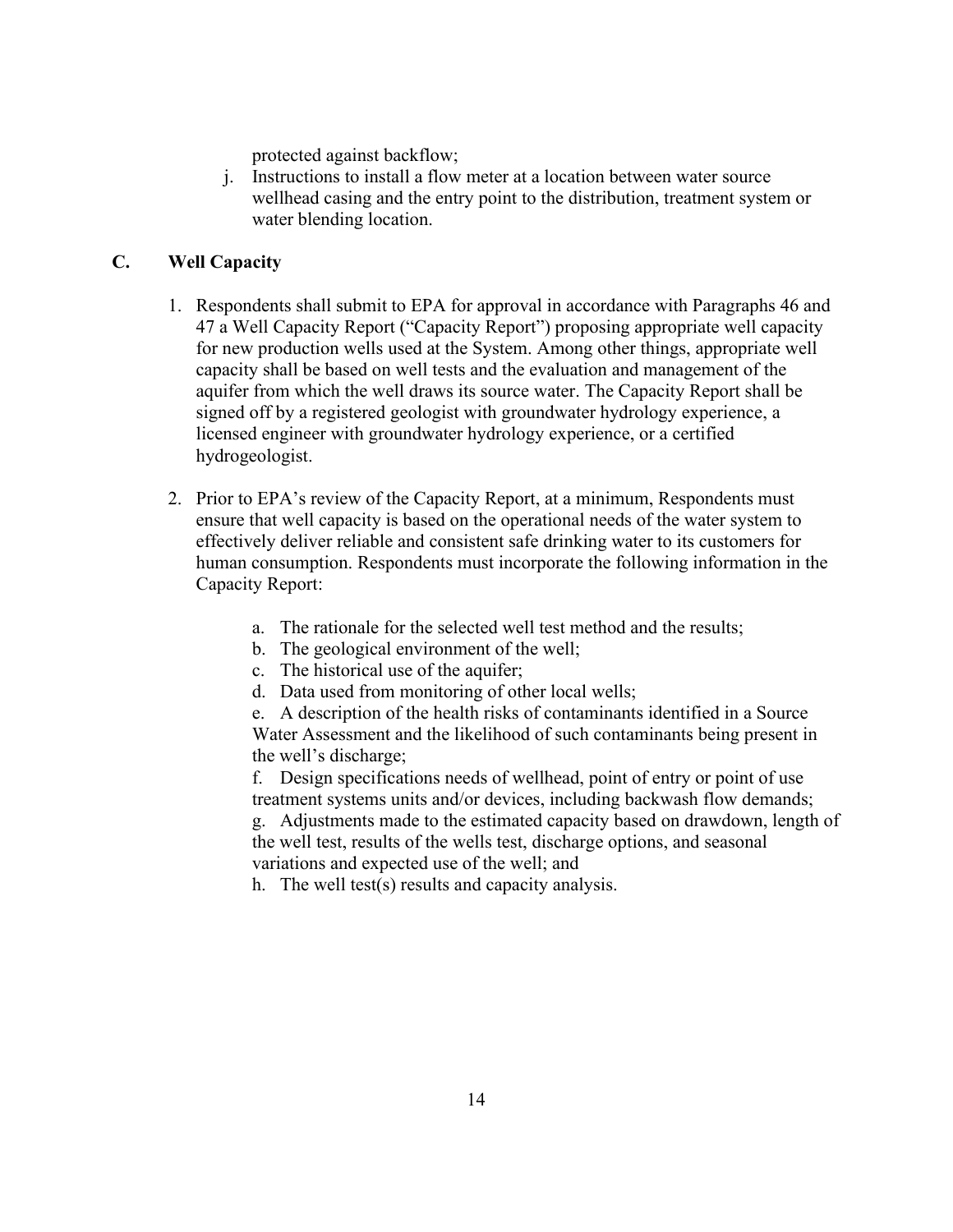protected against backflow;

j. Instructions to install a flow meter at a location between water source wellhead casing and the entry point to the distribution, treatment system or water blending location.

## C. Well Capacity

1. Respondents shall submit to EPA for approval in accordance with Paragraphs 46 and 47 a Well Capacity Report ("Capacity Report") proposing appropriate well capacity for new production wells used at the System. Among other things, appropriate well capacity shall be based on well tests and the evaluation and management of the aquifer from which the well draws its source water. The Capacity Report shall be signed off by a registered geologist with groundwater hydrology experience, a licensed engineer with groundwater hydrology experience, or a certified hydrogeologist.

2. Prior to EPA's review of the Capacity Report, at a minimum, Respondents must ensure that well capacity is based on the operational needs of the water system to effectively deliver reliable and consistent safe drinking water to its customers for human consumption. Respondents must incorporate the following information in the Capacity Report:

   a. The rationale for the selected well test method and the results;
   b. The geological environment of the well;
   c. The historical use of the aquifer;
   d. Data used from monitoring of other local wells;
   e. A description of the health risks of contaminants identified in a Source Water Assessment and the likelihood of such contaminants being present in the well's discharge;
   f. Design specifications needs of wellhead, point of entry or point of use treatment systems units and/or devices, including backwash flow demands;
   g. Adjustments made to the estimated capacity based on drawdown, length of the well test, results of the wells test, discharge options, and seasonal variations and expected use of the well; and
   h. The well test(s) results and capacity analysis.